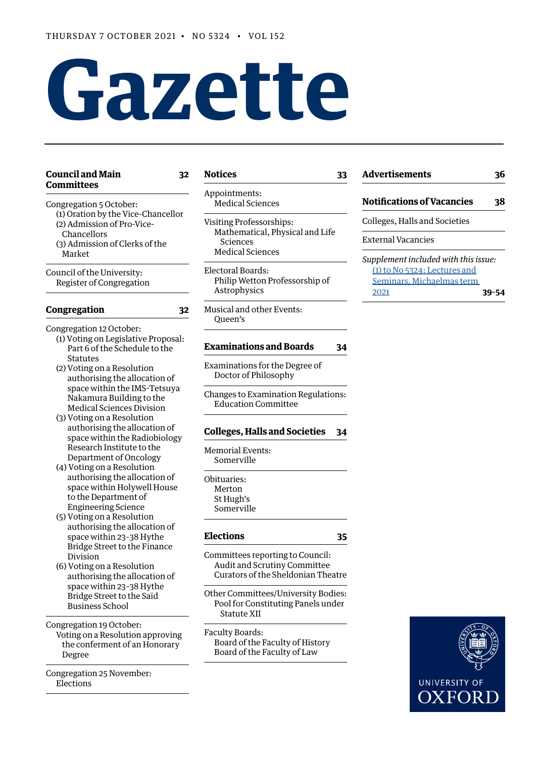THURSDAY 7 OCTOBER 2021 • NO 5324 • VOL 152

# Gazette

## Council and Main Committees — 32

Congregation 5 October:
- (1) Oration by the Vice-Chancellor
- (2) Admission of Pro-Vice-Chancellors
- (3) Admission of Clerks of the Market

Council of the University:
- Register of Congregation

## Congregation — 32

Congregation 12 October:
- (1) Voting on Legislative Proposal: Part 6 of the Schedule to the Statutes
- (2) Voting on a Resolution authorising the allocation of space within the IMS-Tetsuya Nakamura Building to the Medical Sciences Division
- (3) Voting on a Resolution authorising the allocation of space within the Radiobiology Research Institute to the Department of Oncology
- (4) Voting on a Resolution authorising the allocation of space within Holywell House to the Department of Engineering Science
- (5) Voting on a Resolution authorising the allocation of space within 23–38 Hythe Bridge Street to the Finance Division
- (6) Voting on a Resolution authorising the allocation of space within 23–38 Hythe Bridge Street to the Saïd Business School

Congregation 19 October:
- Voting on a Resolution approving the conferment of an Honorary Degree

Congregation 25 November:
- Elections

## Notices — 33

Appointments:
- Medical Sciences

Visiting Professorships:
- Mathematical, Physical and Life Sciences
- Medical Sciences

Electoral Boards:
- Philip Wetton Professorship of Astrophysics

Musical and other Events:
- Queen's

## Examinations and Boards — 34

Examinations for the Degree of Doctor of Philosophy

Changes to Examination Regulations:
- Education Committee

## Colleges, Halls and Societies — 34

Memorial Events:
- Somerville

Obituaries:
- Merton
- St Hugh's
- Somerville

## Elections — 35

Committees reporting to Council:
- Audit and Scrutiny Committee
- Curators of the Sheldonian Theatre

Other Committees/University Bodies:
- Pool for Constituting Panels under Statute XII

Faculty Boards:
- Board of the Faculty of History
- Board of the Faculty of Law

## Advertisements — 36

## Notifications of Vacancies — 38

Colleges, Halls and Societies

External Vacancies

*Supplement included with this issue:*
- (1) to No 5324: Lectures and Seminars, Michaelmas term 2021 — 39–54

UNIVERSITY OF OXFORD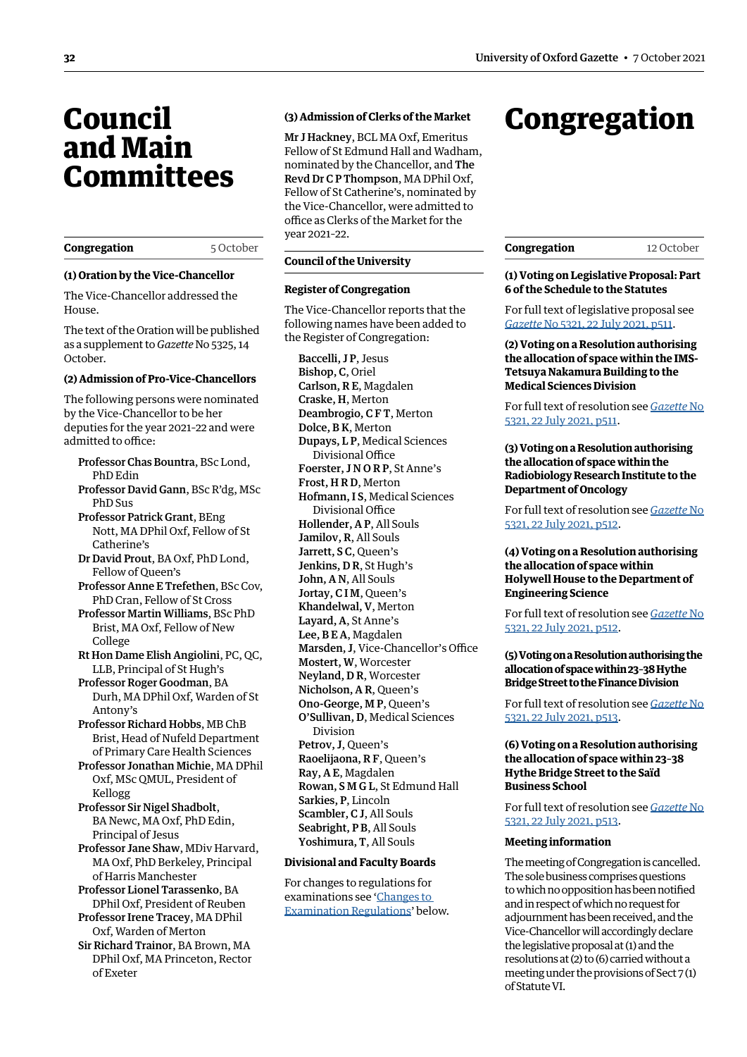# Council and Main Committees

**Congregation** 5 October

### (1) Oration by the Vice-Chancellor

The Vice-Chancellor addressed the House.

The text of the Oration will be published as a supplement to *Gazette* No 5325, 14 October.

### (2) Admission of Pro-Vice-Chancellors

The following persons were nominated by the Vice-Chancellor to be her deputies for the year 2021–22 and were admitted to office:

**Professor Chas Bountra**, BSc Lond, PhD Edin
**Professor David Gann**, BSc R'dg, MSc PhD Sus
**Professor Patrick Grant**, BEng Nott, MA DPhil Oxf, Fellow of St Catherine's
**Dr David Prout**, BA Oxf, PhD Lond, Fellow of Queen's
**Professor Anne E Trefethen**, BSc Cov, PhD Cran, Fellow of St Cross
**Professor Martin Williams**, BSc PhD Brist, MA Oxf, Fellow of New College
**Rt Hon Dame Elish Angiolini**, PC, QC, LLB, Principal of St Hugh's
**Professor Roger Goodman**, BA Durh, MA DPhil Oxf, Warden of St Antony's
**Professor Richard Hobbs**, MB ChB Brist, Head of Nufeld Department of Primary Care Health Sciences
**Professor Jonathan Michie**, MA DPhil Oxf, MSc QMUL, President of Kellogg
**Professor Sir Nigel Shadbolt**, BA Newc, MA Oxf, PhD Edin, Principal of Jesus
**Professor Jane Shaw**, MDiv Harvard, MA Oxf, PhD Berkeley, Principal of Harris Manchester
**Professor Lionel Tarassenko**, BA DPhil Oxf, President of Reuben
**Professor Irene Tracey**, MA DPhil Oxf, Warden of Merton
**Sir Richard Trainor**, BA Brown, MA DPhil Oxf, MA Princeton, Rector of Exeter

### (3) Admission of Clerks of the Market

**Mr J Hackney**, BCL MA Oxf, Emeritus Fellow of St Edmund Hall and Wadham, nominated by the Chancellor, and **The Revd Dr C P Thompson**, MA DPhil Oxf, Fellow of St Catherine's, nominated by the Vice-Chancellor, were admitted to office as Clerks of the Market for the year 2021–22.

**Council of the University**

### Register of Congregation

The Vice-Chancellor reports that the following names have been added to the Register of Congregation:

**Baccelli, J P**, Jesus
**Bishop, C**, Oriel
**Carlson, R E**, Magdalen
**Craske, H**, Merton
**Deambrogio, C F T**, Merton
**Dolce, B K**, Merton
**Dupays, L P**, Medical Sciences Divisional Office
**Foerster, J N O R P**, St Anne's
**Frost, H R D**, Merton
**Hofmann, I S**, Medical Sciences Divisional Office
**Hollender, A P**, All Souls
**Jamilov, R**, All Souls
**Jarrett, S C**, Queen's
**Jenkins, D R**, St Hugh's
**John, A N**, All Souls
**Jortay, C I M**, Queen's
**Khandelwal, V**, Merton
**Layard, A**, St Anne's
**Lee, B E A**, Magdalen
**Marsden, J**, Vice-Chancellor's Office
**Mostert, W**, Worcester
**Neyland, D R**, Worcester
**Nicholson, A R**, Queen's
**Ono-George, M P**, Queen's
**O'Sullivan, D**, Medical Sciences Division
**Petrov, J**, Queen's
**Raoelijaona, R F**, Queen's
**Ray, A E**, Magdalen
**Rowan, S M G L**, St Edmund Hall
**Sarkies, P**, Lincoln
**Scambler, C J**, All Souls
**Seabright, P B**, All Souls
**Yoshimura, T**, All Souls

### Divisional and Faculty Boards

For changes to regulations for examinations see 'Changes to Examination Regulations' below.

# Congregation

**Congregation** 12 October

### (1) Voting on Legislative Proposal: Part 6 of the Schedule to the Statutes

For full text of legislative proposal see *Gazette* No 5321, 22 July 2021, p511.

### (2) Voting on a Resolution authorising the allocation of space within the IMS-Tetsuya Nakamura Building to the Medical Sciences Division

For full text of resolution see *Gazette* No 5321, 22 July 2021, p511.

### (3) Voting on a Resolution authorising the allocation of space within the Radiobiology Research Institute to the Department of Oncology

For full text of resolution see *Gazette* No 5321, 22 July 2021, p512.

### (4) Voting on a Resolution authorising the allocation of space within Holywell House to the Department of Engineering Science

For full text of resolution see *Gazette* No 5321, 22 July 2021, p512.

### (5) Voting on a Resolution authorising the allocation of space within 23–38 Hythe Bridge Street to the Finance Division

For full text of resolution see *Gazette* No 5321, 22 July 2021, p513.

### (6) Voting on a Resolution authorising the allocation of space within 23–38 Hythe Bridge Street to the Saïd Business School

For full text of resolution see *Gazette* No 5321, 22 July 2021, p513.

### Meeting information

The meeting of Congregation is cancelled. The sole business comprises questions to which no opposition has been notified and in respect of which no request for adjournment has been received, and the Vice-Chancellor will accordingly declare the legislative proposal at (1) and the resolutions at (2) to (6) carried without a meeting under the provisions of Sect 7 (1) of Statute VI.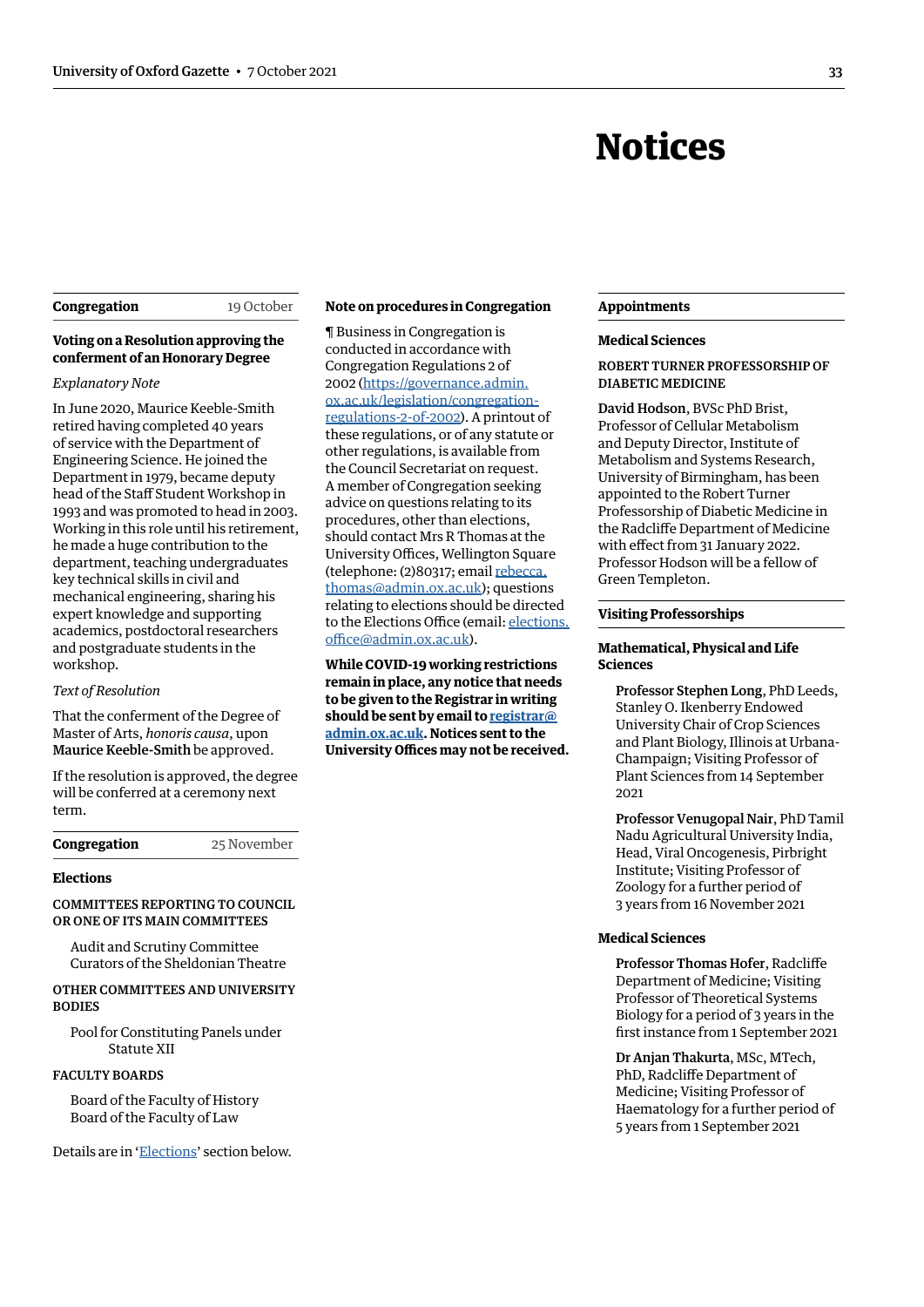# Notices

## Congregation 19 October

### Voting on a Resolution approving the conferment of an Honorary Degree

*Explanatory Note*

In June 2020, Maurice Keeble-Smith retired having completed 40 years of service with the Department of Engineering Science. He joined the Department in 1979, became deputy head of the Staff Student Workshop in 1993 and was promoted to head in 2003. Working in this role until his retirement, he made a huge contribution to the department, teaching undergraduates key technical skills in civil and mechanical engineering, sharing his expert knowledge and supporting academics, postdoctoral researchers and postgraduate students in the workshop.

*Text of Resolution*

That the conferment of the Degree of Master of Arts, *honoris causa*, upon **Maurice Keeble-Smith** be approved.

If the resolution is approved, the degree will be conferred at a ceremony next term.

## Congregation 25 November

### Elections

COMMITTEES REPORTING TO COUNCIL OR ONE OF ITS MAIN COMMITTEES

Audit and Scrutiny Committee
Curators of the Sheldonian Theatre

OTHER COMMITTEES AND UNIVERSITY BODIES

Pool for Constituting Panels under Statute XII

FACULTY BOARDS

Board of the Faculty of History
Board of the Faculty of Law

Details are in 'Elections' section below.

## Note on procedures in Congregation

¶ Business in Congregation is conducted in accordance with Congregation Regulations 2 of 2002 (https://governance.admin.ox.ac.uk/legislation/congregation-regulations-2-of-2002). A printout of these regulations, or of any statute or other regulations, is available from the Council Secretariat on request. A member of Congregation seeking advice on questions relating to its procedures, other than elections, should contact Mrs R Thomas at the University Offices, Wellington Square (telephone: (2)80317; email rebecca.thomas@admin.ox.ac.uk); questions relating to elections should be directed to the Elections Office (email: elections.office@admin.ox.ac.uk).

**While COVID-19 working restrictions remain in place, any notice that needs to be given to the Registrar in writing should be sent by email to registrar@admin.ox.ac.uk. Notices sent to the University Offices may not be received.**

## Appointments

### Medical Sciences

ROBERT TURNER PROFESSORSHIP OF DIABETIC MEDICINE

**David Hodson**, BVSc PhD Brist, Professor of Cellular Metabolism and Deputy Director, Institute of Metabolism and Systems Research, University of Birmingham, has been appointed to the Robert Turner Professorship of Diabetic Medicine in the Radcliffe Department of Medicine with effect from 31 January 2022. Professor Hodson will be a fellow of Green Templeton.

## Visiting Professorships

### Mathematical, Physical and Life Sciences

**Professor Stephen Long**, PhD Leeds, Stanley O. Ikenberry Endowed University Chair of Crop Sciences and Plant Biology, Illinois at Urbana-Champaign; Visiting Professor of Plant Sciences from 14 September 2021

**Professor Venugopal Nair**, PhD Tamil Nadu Agricultural University India, Head, Viral Oncogenesis, Pirbright Institute; Visiting Professor of Zoology for a further period of 3 years from 16 November 2021

### Medical Sciences

**Professor Thomas Hofer**, Radcliffe Department of Medicine; Visiting Professor of Theoretical Systems Biology for a period of 3 years in the first instance from 1 September 2021

**Dr Anjan Thakurta**, MSc, MTech, PhD, Radcliffe Department of Medicine; Visiting Professor of Haematology for a further period of 5 years from 1 September 2021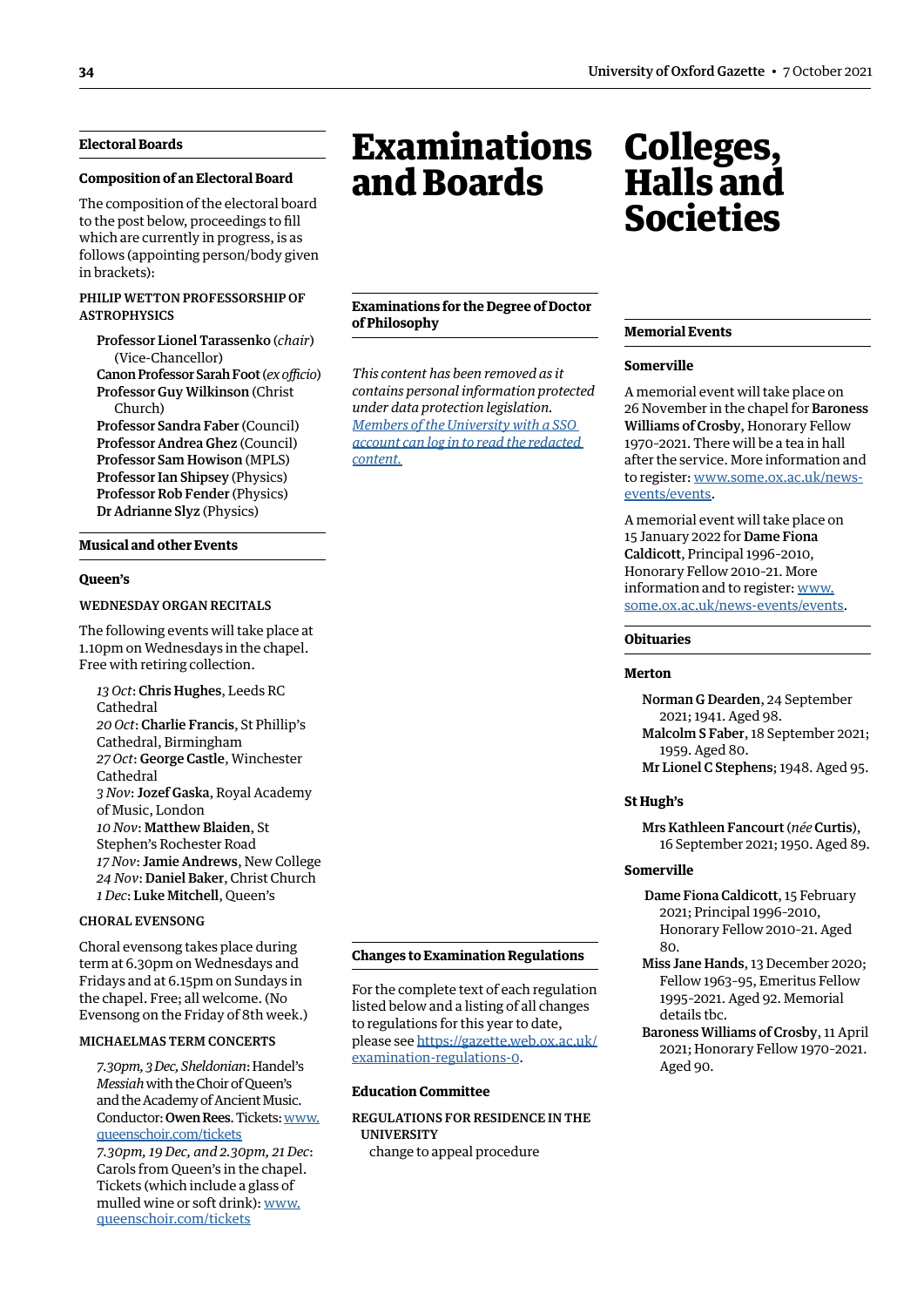## Electoral Boards

### Composition of an Electoral Board

The composition of the electoral board to the post below, proceedings to fill which are currently in progress, is as follows (appointing person/body given in brackets):

PHILIP WETTON PROFESSORSHIP OF ASTROPHYSICS

**Professor Lionel Tarassenko** (*chair*) (Vice-Chancellor)
**Canon Professor Sarah Foot** (*ex officio*)
**Professor Guy Wilkinson** (Christ Church)
**Professor Sandra Faber** (Council)
**Professor Andrea Ghez** (Council)
**Professor Sam Howison** (MPLS)
**Professor Ian Shipsey** (Physics)
**Professor Rob Fender** (Physics)
**Dr Adrianne Slyz** (Physics)

## Musical and other Events

### Queen's

WEDNESDAY ORGAN RECITALS

The following events will take place at 1.10pm on Wednesdays in the chapel. Free with retiring collection.

*13 Oct*: **Chris Hughes**, Leeds RC Cathedral
*20 Oct*: **Charlie Francis**, St Phillip's Cathedral, Birmingham
*27 Oct*: **George Castle**, Winchester Cathedral
*3 Nov*: **Jozef Gaska**, Royal Academy of Music, London
*10 Nov*: **Matthew Blaiden**, St Stephen's Rochester Road
*17 Nov*: **Jamie Andrews**, New College
*24 Nov*: **Daniel Baker**, Christ Church
*1 Dec*: **Luke Mitchell**, Queen's

CHORAL EVENSONG

Choral evensong takes place during term at 6.30pm on Wednesdays and Fridays and at 6.15pm on Sundays in the chapel. Free; all welcome. (No Evensong on the Friday of 8th week.)

MICHAELMAS TERM CONCERTS

*7.30pm, 3 Dec, Sheldonian*: Handel's *Messiah* with the Choir of Queen's and the Academy of Ancient Music. Conductor: **Owen Rees**. Tickets: www.queenschoir.com/tickets
*7.30pm, 19 Dec, and 2.30pm, 21 Dec*: Carols from Queen's in the chapel. Tickets (which include a glass of mulled wine or soft drink): www.queenschoir.com/tickets

# Examinations and Boards

## Examinations for the Degree of Doctor of Philosophy

*This content has been removed as it contains personal information protected under data protection legislation. Members of the University with a SSO account can log in to read the redacted content.*

## Changes to Examination Regulations

For the complete text of each regulation listed below and a listing of all changes to regulations for this year to date, please see https://gazette.web.ox.ac.uk/examination-regulations-0.

### Education Committee

REGULATIONS FOR RESIDENCE IN THE UNIVERSITY
change to appeal procedure

# Colleges, Halls and Societies

## Memorial Events

### Somerville

A memorial event will take place on 26 November in the chapel for **Baroness Williams of Crosby**, Honorary Fellow 1970–2021. There will be a tea in hall after the service. More information and to register: www.some.ox.ac.uk/news-events/events.

A memorial event will take place on 15 January 2022 for **Dame Fiona Caldicott**, Principal 1996–2010, Honorary Fellow 2010–21. More information and to register: www.some.ox.ac.uk/news-events/events.

## Obituaries

### Merton

**Norman G Dearden**, 24 September 2021; 1941. Aged 98.
**Malcolm S Faber**, 18 September 2021; 1959. Aged 80.
**Mr Lionel C Stephens**; 1948. Aged 95.

### St Hugh's

**Mrs Kathleen Fancourt** (*née* **Curtis**), 16 September 2021; 1950. Aged 89.

### Somerville

**Dame Fiona Caldicott**, 15 February 2021; Principal 1996–2010, Honorary Fellow 2010–21. Aged 80.
**Miss Jane Hands**, 13 December 2020; Fellow 1963–95, Emeritus Fellow 1995–2021. Aged 92. Memorial details tbc.
**Baroness Williams of Crosby**, 11 April 2021; Honorary Fellow 1970–2021. Aged 90.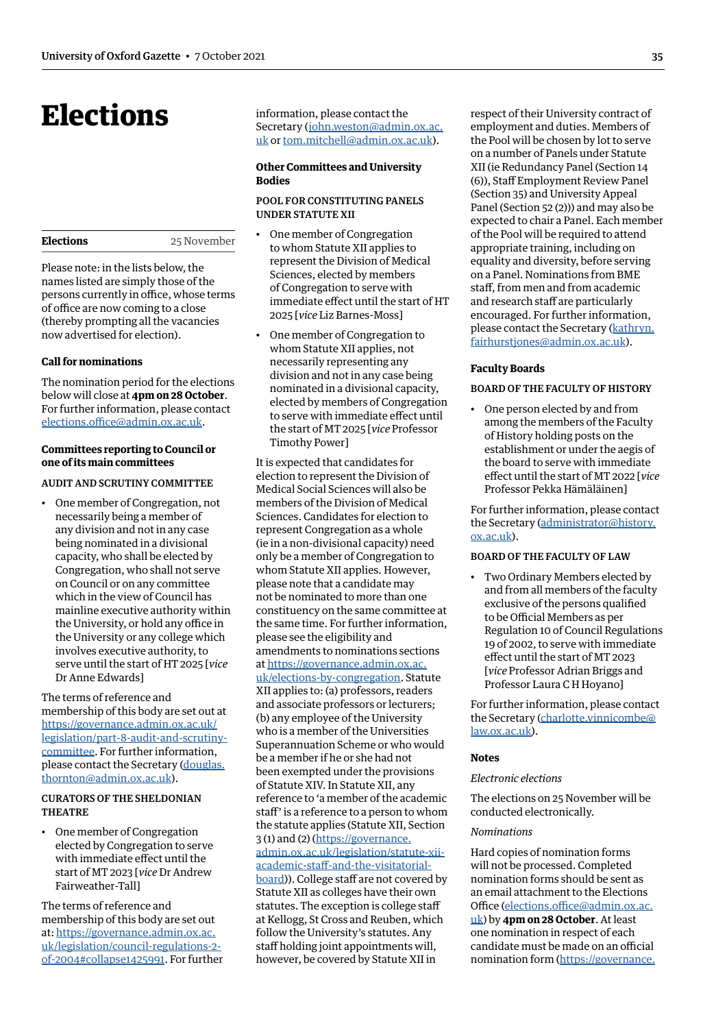# Elections

**Elections** 25 November

Please note: in the lists below, the names listed are simply those of the persons currently in office, whose terms of office are now coming to a close (thereby prompting all the vacancies now advertised for election).

### Call for nominations

The nomination period for the elections below will close at **4pm on 28 October**. For further information, please contact elections.office@admin.ox.ac.uk.

### Committees reporting to Council or one of its main committees

#### AUDIT AND SCRUTINY COMMITTEE

- One member of Congregation, not necessarily being a member of any division and not in any case being nominated in a divisional capacity, who shall be elected by Congregation, who shall not serve on Council or on any committee which in the view of Council has mainline executive authority within the University, or hold any office in the University or any college which involves executive authority, to serve until the start of HT 2025 [*vice* Dr Anne Edwards]

The terms of reference and membership of this body are set out at https://governance.admin.ox.ac.uk/legislation/part-8-audit-and-scrutiny-committee. For further information, please contact the Secretary (douglas.thornton@admin.ox.ac.uk).

#### CURATORS OF THE SHELDONIAN THEATRE

- One member of Congregation elected by Congregation to serve with immediate effect until the start of MT 2023 [*vice* Dr Andrew Fairweather-Tall]

The terms of reference and membership of this body are set out at: https://governance.admin.ox.ac.uk/legislation/council-regulations-2-of-2004#collapse1425991. For further information, please contact the Secretary (john.weston@admin.ox.ac.uk or tom.mitchell@admin.ox.ac.uk).

### Other Committees and University Bodies

#### POOL FOR CONSTITUTING PANELS UNDER STATUTE XII

- One member of Congregation to whom Statute XII applies to represent the Division of Medical Sciences, elected by members of Congregation to serve with immediate effect until the start of HT 2025 [*vice* Liz Barnes-Moss]
- One member of Congregation to whom Statute XII applies, not necessarily representing any division and not in any case being nominated in a divisional capacity, elected by members of Congregation to serve with immediate effect until the start of MT 2025 [*vice* Professor Timothy Power]

It is expected that candidates for election to represent the Division of Medical Social Sciences will also be members of the Division of Medical Sciences. Candidates for election to represent Congregation as a whole (ie in a non-divisional capacity) need only be a member of Congregation to whom Statute XII applies. However, please note that a candidate may not be nominated to more than one constituency on the same committee at the same time. For further information, please see the eligibility and amendments to nominations sections at https://governance.admin.ox.ac.uk/elections-by-congregation. Statute XII applies to: (a) professors, readers and associate professors or lecturers; (b) any employee of the University who is a member of the Universities Superannuation Scheme or who would be a member if he or she had not been exempted under the provisions of Statute XIV. In Statute XII, any reference to 'a member of the academic staff' is a reference to a person to whom the statute applies (Statute XII, Section 3 (1) and (2) (https://governance.admin.ox.ac.uk/legislation/statute-xii-academic-staff-and-the-visitatorial-board)). College staff are not covered by Statute XII as colleges have their own statutes. The exception is college staff at Kellogg, St Cross and Reuben, which follow the University's statutes. Any staff holding joint appointments will, however, be covered by Statute XII in respect of their University contract of employment and duties. Members of the Pool will be chosen by lot to serve on a number of Panels under Statute XII (ie Redundancy Panel (Section 14 (6)), Staff Employment Review Panel (Section 35) and University Appeal Panel (Section 52 (2))) and may also be expected to chair a Panel. Each member of the Pool will be required to attend appropriate training, including on equality and diversity, before serving on a Panel. Nominations from BME staff, from men and from academic and research staff are particularly encouraged. For further information, please contact the Secretary (kathryn.fairhurstjones@admin.ox.ac.uk).

### Faculty Boards

#### BOARD OF THE FACULTY OF HISTORY

- One person elected by and from among the members of the Faculty of History holding posts on the establishment or under the aegis of the board to serve with immediate effect until the start of MT 2022 [*vice* Professor Pekka Hämäläinen]

For further information, please contact the Secretary (administrator@history.ox.ac.uk).

#### BOARD OF THE FACULTY OF LAW

- Two Ordinary Members elected by and from all members of the faculty exclusive of the persons qualified to be Official Members as per Regulation 10 of Council Regulations 19 of 2002, to serve with immediate effect until the start of MT 2023 [*vice* Professor Adrian Briggs and Professor Laura C H Hoyano]

For further information, please contact the Secretary (charlotte.vinnicombe@law.ox.ac.uk).

### Notes

*Electronic elections*

The elections on 25 November will be conducted electronically.

*Nominations*

Hard copies of nomination forms will not be processed. Completed nomination forms should be sent as an email attachment to the Elections Office (elections.office@admin.ox.ac.uk) by **4pm on 28 October**. At least one nomination in respect of each candidate must be made on an official nomination form (https://governance.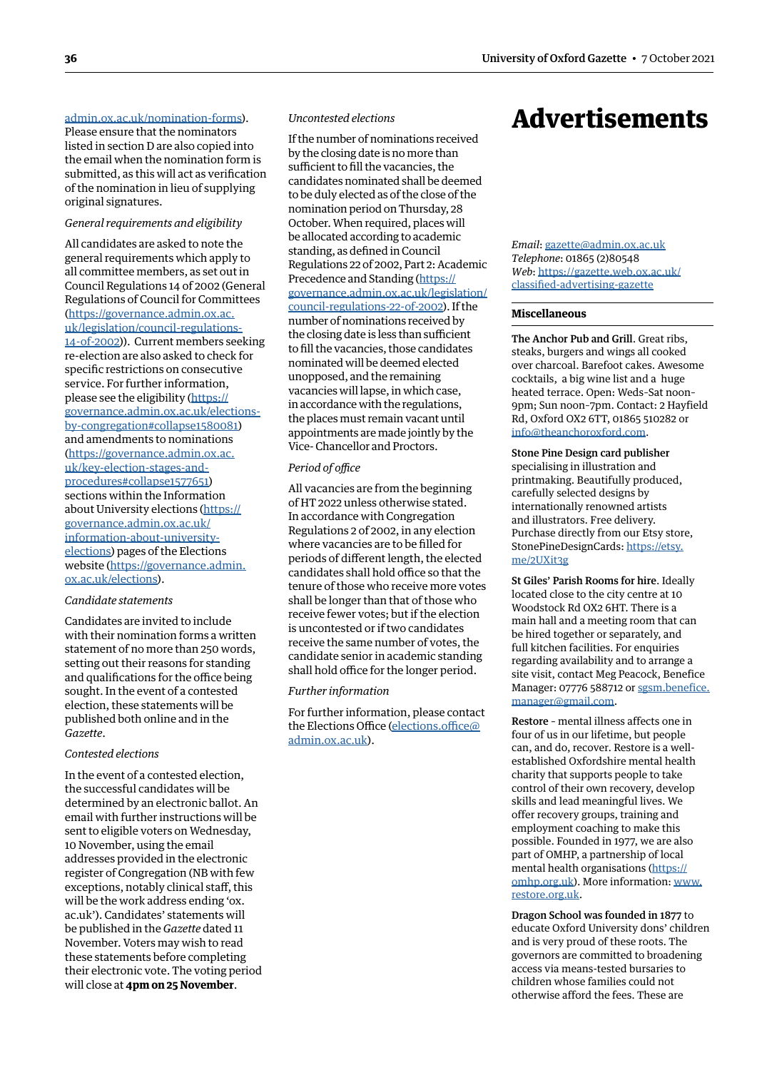admin.ox.ac.uk/nomination-forms). Please ensure that the nominators listed in section D are also copied into the email when the nomination form is submitted, as this will act as verification of the nomination in lieu of supplying original signatures.

*General requirements and eligibility*

All candidates are asked to note the general requirements which apply to all committee members, as set out in Council Regulations 14 of 2002 (General Regulations of Council for Committees (https://governance.admin.ox.ac.uk/legislation/council-regulations-14-of-2002)). Current members seeking re-election are also asked to check for specific restrictions on consecutive service. For further information, please see the eligibility (https://governance.admin.ox.ac.uk/elections-by-congregation#collapse1580081) and amendments to nominations (https://governance.admin.ox.ac.uk/key-election-stages-and-procedures#collapse1577651) sections within the Information about University elections (https://governance.admin.ox.ac.uk/information-about-university-elections) pages of the Elections website (https://governance.admin.ox.ac.uk/elections).

*Candidate statements*

Candidates are invited to include with their nomination forms a written statement of no more than 250 words, setting out their reasons for standing and qualifications for the office being sought. In the event of a contested election, these statements will be published both online and in the *Gazette*.

*Contested elections*

In the event of a contested election, the successful candidates will be determined by an electronic ballot. An email with further instructions will be sent to eligible voters on Wednesday, 10 November, using the email addresses provided in the electronic register of Congregation (NB with few exceptions, notably clinical staff, this will be the work address ending 'ox.ac.uk'). Candidates' statements will be published in the *Gazette* dated 11 November. Voters may wish to read these statements before completing their electronic vote. The voting period will close at **4pm on 25 November**.

*Uncontested elections*

If the number of nominations received by the closing date is no more than sufficient to fill the vacancies, the candidates nominated shall be deemed to be duly elected as of the close of the nomination period on Thursday, 28 October. When required, places will be allocated according to academic standing, as defined in Council Regulations 22 of 2002, Part 2: Academic Precedence and Standing (https://governance.admin.ox.ac.uk/legislation/council-regulations-22-of-2002). If the number of nominations received by the closing date is less than sufficient to fill the vacancies, those candidates nominated will be deemed elected unopposed, and the remaining vacancies will lapse, in which case, in accordance with the regulations, the places must remain vacant until appointments are made jointly by the Vice- Chancellor and Proctors.

*Period of office*

All vacancies are from the beginning of HT 2022 unless otherwise stated. In accordance with Congregation Regulations 2 of 2002, in any election where vacancies are to be filled for periods of different length, the elected candidates shall hold office so that the tenure of those who receive more votes shall be longer than that of those who receive fewer votes; but if the election is uncontested or if two candidates receive the same number of votes, the candidate senior in academic standing shall hold office for the longer period.

*Further information*

For further information, please contact the Elections Office (elections.office@admin.ox.ac.uk).

# Advertisements

*Email*: gazette@admin.ox.ac.uk
*Telephone*: 01865 (2)80548
*Web*: https://gazette.web.ox.ac.uk/classified-advertising-gazette

## Miscellaneous

**The Anchor Pub and Grill**. Great ribs, steaks, burgers and wings all cooked over charcoal. Barefoot cakes. Awesome cocktails, a big wine list and a huge heated terrace. Open: Weds-Sat noon-9pm; Sun noon-7pm. Contact: 2 Hayfield Rd, Oxford OX2 6TT, 01865 510282 or info@theanchoroxford.com.

**Stone Pine Design card publisher** specialising in illustration and printmaking. Beautifully produced, carefully selected designs by internationally renowned artists and illustrators. Free delivery. Purchase directly from our Etsy store, StonePineDesignCards: https://etsy.me/2UXit3g

**St Giles' Parish Rooms for hire**. Ideally located close to the city centre at 10 Woodstock Rd OX2 6HT. There is a main hall and a meeting room that can be hired together or separately, and full kitchen facilities. For enquiries regarding availability and to arrange a site visit, contact Meg Peacock, Benefice Manager: 07776 588712 or sgsm.benefice.manager@gmail.com.

**Restore** - mental illness affects one in four of us in our lifetime, but people can, and do, recover. Restore is a well-established Oxfordshire mental health charity that supports people to take control of their own recovery, develop skills and lead meaningful lives. We offer recovery groups, training and employment coaching to make this possible. Founded in 1977, we are also part of OMHP, a partnership of local mental health organisations (https://omhp.org.uk). More information: www.restore.org.uk.

**Dragon School was founded in 1877** to educate Oxford University dons' children and is very proud of these roots. The governors are committed to broadening access via means-tested bursaries to children whose families could not otherwise afford the fees. These are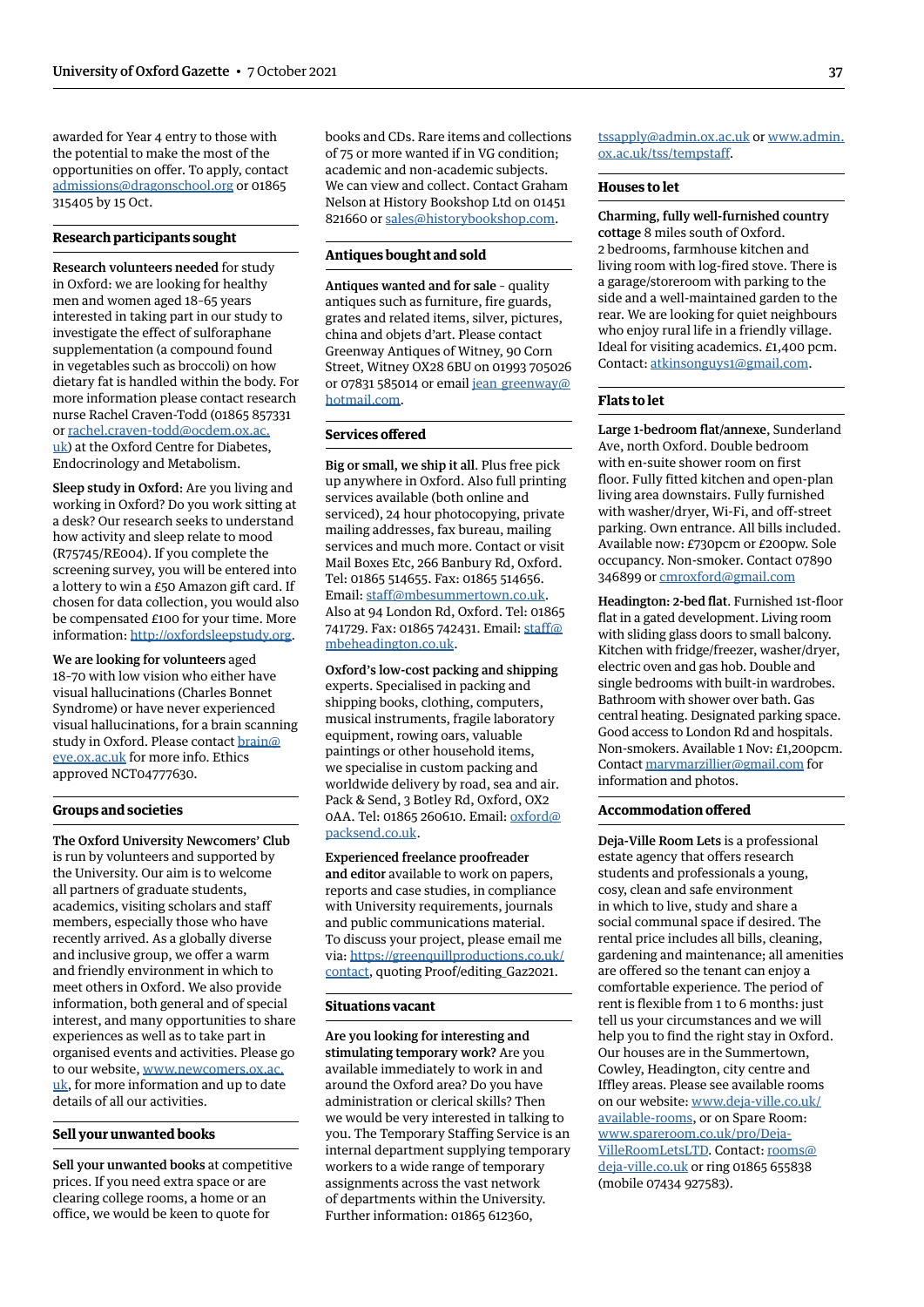awarded for Year 4 entry to those with the potential to make the most of the opportunities on offer. To apply, contact admissions@dragonschool.org or 01865 315405 by 15 Oct.

## Research participants sought

**Research volunteers needed** for study in Oxford: we are looking for healthy men and women aged 18–65 years interested in taking part in our study to investigate the effect of sulforaphane supplementation (a compound found in vegetables such as broccoli) on how dietary fat is handled within the body. For more information please contact research nurse Rachel Craven-Todd (01865 857331 or rachel.craven-todd@ocdem.ox.ac.uk) at the Oxford Centre for Diabetes, Endocrinology and Metabolism.

**Sleep study in Oxford**: Are you living and working in Oxford? Do you work sitting at a desk? Our research seeks to understand how activity and sleep relate to mood (R75745/RE004). If you complete the screening survey, you will be entered into a lottery to win a £50 Amazon gift card. If chosen for data collection, you would also be compensated £100 for your time. More information: http://oxfordsleepstudy.org.

**We are looking for volunteers** aged 18–70 with low vision who either have visual hallucinations (Charles Bonnet Syndrome) or have never experienced visual hallucinations, for a brain scanning study in Oxford. Please contact brain@eye.ox.ac.uk for more info. Ethics approved NCT04777630.

## Groups and societies

**The Oxford University Newcomers' Club** is run by volunteers and supported by the University. Our aim is to welcome all partners of graduate students, academics, visiting scholars and staff members, especially those who have recently arrived. As a globally diverse and inclusive group, we offer a warm and friendly environment in which to meet others in Oxford. We also provide information, both general and of special interest, and many opportunities to share experiences as well as to take part in organised events and activities. Please go to our website, www.newcomers.ox.ac.uk, for more information and up to date details of all our activities.

## Sell your unwanted books

**Sell your unwanted books** at competitive prices. If you need extra space or are clearing college rooms, a home or an office, we would be keen to quote for books and CDs. Rare items and collections of 75 or more wanted if in VG condition; academic and non-academic subjects. We can view and collect. Contact Graham Nelson at History Bookshop Ltd on 01451 821660 or sales@historybookshop.com.

## Antiques bought and sold

**Antiques wanted and for sale** – quality antiques such as furniture, fire guards, grates and related items, silver, pictures, china and objets d'art. Please contact Greenway Antiques of Witney, 90 Corn Street, Witney OX28 6BU on 01993 705026 or 07831 585014 or email jean_greenway@hotmail.com.

## Services offered

**Big or small, we ship it all**. Plus free pick up anywhere in Oxford. Also full printing services available (both online and serviced), 24 hour photocopying, private mailing addresses, fax bureau, mailing services and much more. Contact or visit Mail Boxes Etc, 266 Banbury Rd, Oxford. Tel: 01865 514655. Fax: 01865 514656. Email: staff@mbesummertown.co.uk. Also at 94 London Rd, Oxford. Tel: 01865 741729. Fax: 01865 742431. Email: staff@mbeheadington.co.uk.

**Oxford's low-cost packing and shipping** experts. Specialised in packing and shipping books, clothing, computers, musical instruments, fragile laboratory equipment, rowing oars, valuable paintings or other household items, we specialise in custom packing and worldwide delivery by road, sea and air. Pack & Send, 3 Botley Rd, Oxford, OX2 0AA. Tel: 01865 260610. Email: oxford@packsend.co.uk.

**Experienced freelance proofreader and editor** available to work on papers, reports and case studies, in compliance with University requirements, journals and public communications material. To discuss your project, please email me via: https://greenquillproductions.co.uk/contact, quoting Proof/editing_Gaz2021.

## Situations vacant

**Are you looking for interesting and stimulating temporary work?** Are you available immediately to work in and around the Oxford area? Do you have administration or clerical skills? Then we would be very interested in talking to you. The Temporary Staffing Service is an internal department supplying temporary workers to a wide range of temporary assignments across the vast network of departments within the University. Further information: 01865 612360, tssapply@admin.ox.ac.uk or www.admin.ox.ac.uk/tss/tempstaff.

## Houses to let

**Charming, fully well-furnished country cottage** 8 miles south of Oxford. 2 bedrooms, farmhouse kitchen and living room with log-fired stove. There is a garage/storeroom with parking to the side and a well-maintained garden to the rear. We are looking for quiet neighbours who enjoy rural life in a friendly village. Ideal for visiting academics. £1,400 pcm. Contact: atkinsonguys1@gmail.com.

## Flats to let

**Large 1-bedroom flat/annexe**, Sunderland Ave, north Oxford. Double bedroom with en-suite shower room on first floor. Fully fitted kitchen and open-plan living area downstairs. Fully furnished with washer/dryer, Wi-Fi, and off-street parking. Own entrance. All bills included. Available now: £730pcm or £200pw. Sole occupancy. Non-smoker. Contact 07890 346899 or cmroxford@gmail.com

**Headington: 2-bed flat**. Furnished 1st-floor flat in a gated development. Living room with sliding glass doors to small balcony. Kitchen with fridge/freezer, washer/dryer, electric oven and gas hob. Double and single bedrooms with built-in wardrobes. Bathroom with shower over bath. Gas central heating. Designated parking space. Good access to London Rd and hospitals. Non-smokers. Available 1 Nov: £1,200pcm. Contact marymarzillier@gmail.com for information and photos.

## Accommodation offered

**Deja-Ville Room Lets** is a professional estate agency that offers research students and professionals a young, cosy, clean and safe environment in which to live, study and share a social communal space if desired. The rental price includes all bills, cleaning, gardening and maintenance; all amenities are offered so the tenant can enjoy a comfortable experience. The period of rent is flexible from 1 to 6 months: just tell us your circumstances and we will help you to find the right stay in Oxford. Our houses are in the Summertown, Cowley, Headington, city centre and Iffley areas. Please see available rooms on our website: www.deja-ville.co.uk/available-rooms, or on Spare Room: www.spareroom.co.uk/pro/Deja-VilleRoomLetsLTD. Contact: rooms@deja-ville.co.uk or ring 01865 655838 (mobile 07434 927583).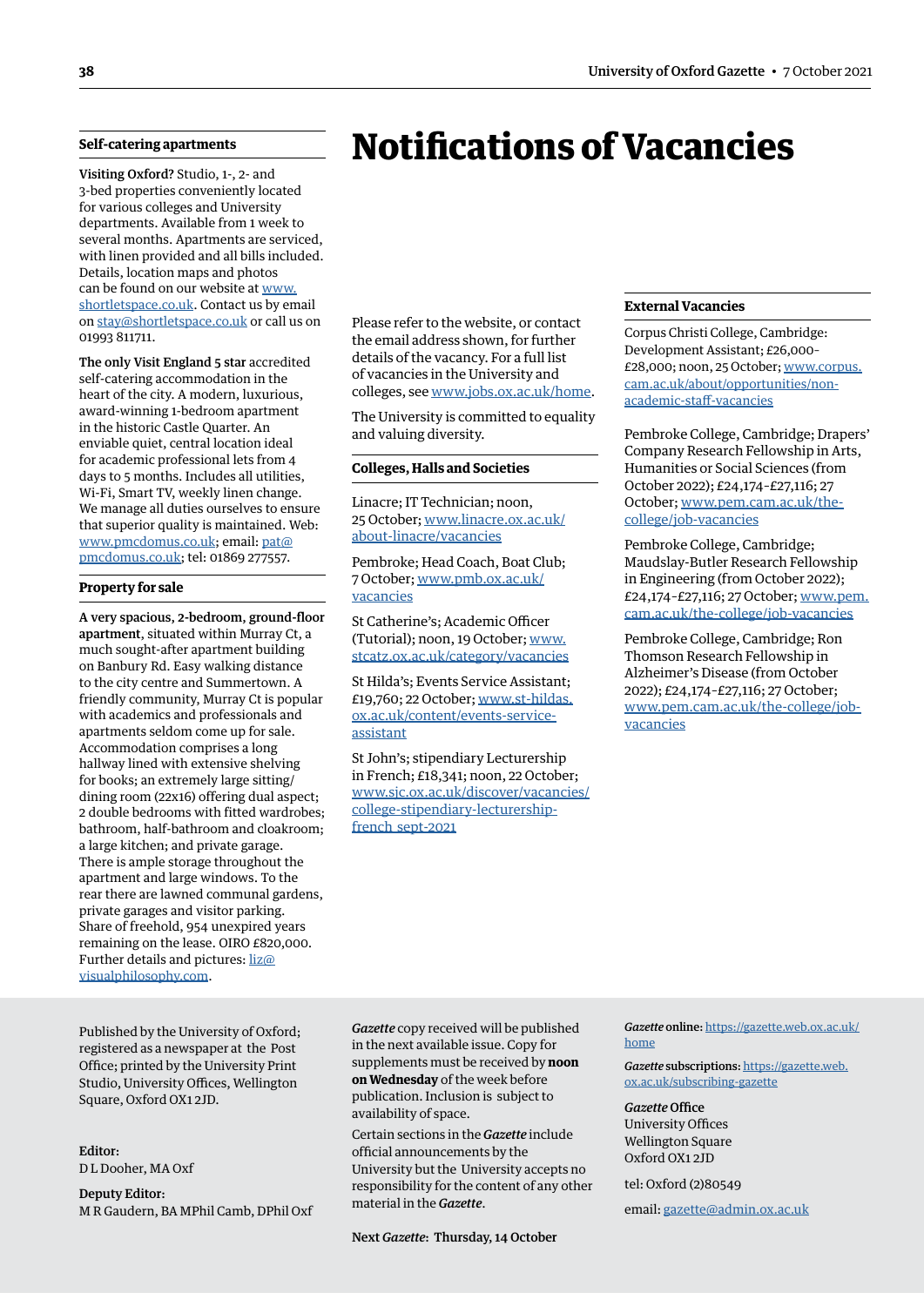## Self-catering apartments

**Visiting Oxford?** Studio, 1-, 2- and 3-bed properties conveniently located for various colleges and University departments. Available from 1 week to several months. Apartments are serviced, with linen provided and all bills included. Details, location maps and photos can be found on our website at www.shortletspace.co.uk. Contact us by email on stay@shortletspace.co.uk or call us on 01993 811711.

**The only Visit England 5 star** accredited self-catering accommodation in the heart of the city. A modern, luxurious, award-winning 1-bedroom apartment in the historic Castle Quarter. An enviable quiet, central location ideal for academic professional lets from 4 days to 5 months. Includes all utilities, Wi-Fi, Smart TV, weekly linen change. We manage all duties ourselves to ensure that superior quality is maintained. Web: www.pmcdomus.co.uk; email: pat@pmcdomus.co.uk; tel: 01869 277557.

## Property for sale

**A very spacious, 2-bedroom, ground-floor apartment**, situated within Murray Ct, a much sought-after apartment building on Banbury Rd. Easy walking distance to the city centre and Summertown. A friendly community, Murray Ct is popular with academics and professionals and apartments seldom come up for sale. Accommodation comprises a long hallway lined with extensive shelving for books; an extremely large sitting/dining room (22x16) offering dual aspect; 2 double bedrooms with fitted wardrobes; bathroom, half-bathroom and cloakroom; a large kitchen; and private garage. There is ample storage throughout the apartment and large windows. To the rear there are lawned communal gardens, private garages and visitor parking. Share of freehold, 954 unexpired years remaining on the lease. OIRO £820,000. Further details and pictures: liz@visualphilosophy.com.

# Notifications of Vacancies

Please refer to the website, or contact the email address shown, for further details of the vacancy. For a full list of vacancies in the University and colleges, see www.jobs.ox.ac.uk/home.

The University is committed to equality and valuing diversity.

## Colleges, Halls and Societies

Linacre; IT Technician; noon, 25 October; www.linacre.ox.ac.uk/about-linacre/vacancies

Pembroke; Head Coach, Boat Club; 7 October; www.pmb.ox.ac.uk/vacancies

St Catherine's; Academic Officer (Tutorial); noon, 19 October; www.stcatz.ox.ac.uk/category/vacancies

St Hilda's; Events Service Assistant; £19,760; 22 October; www.st-hildas.ox.ac.uk/content/events-service-assistant

St John's; stipendiary Lecturership in French; £18,341; noon, 22 October; www.sjc.ox.ac.uk/discover/vacancies/college-stipendiary-lecturership-french sept-2021

## External Vacancies

Corpus Christi College, Cambridge: Development Assistant; £26,000–£28,000; noon, 25 October; www.corpus.cam.ac.uk/about/opportunities/non-academic-staff-vacancies

Pembroke College, Cambridge; Drapers' Company Research Fellowship in Arts, Humanities or Social Sciences (from October 2022); £24,174–£27,116; 27 October; www.pem.cam.ac.uk/the-college/job-vacancies

Pembroke College, Cambridge; Maudslay-Butler Research Fellowship in Engineering (from October 2022); £24,174–£27,116; 27 October; www.pem.cam.ac.uk/the-college/job-vacancies

Pembroke College, Cambridge; Ron Thomson Research Fellowship in Alzheimer's Disease (from October 2022); £24,174–£27,116; 27 October; www.pem.cam.ac.uk/the-college/job-vacancies

---

Published by the University of Oxford; registered as a newspaper at the Post Office; printed by the University Print Studio, University Offices, Wellington Square, Oxford OX1 2JD.

**Editor:**
D L Dooher, MA Oxf

**Deputy Editor:**
M R Gaudern, BA MPhil Camb, DPhil Oxf

*Gazette* copy received will be published in the next available issue. Copy for supplements must be received by **noon on Wednesday** of the week before publication. Inclusion is subject to availability of space.

Certain sections in the ***Gazette*** include official announcements by the University but the University accepts no responsibility for the content of any other material in the *Gazette*.

**Next *Gazette*: Thursday, 14 October**

***Gazette* online:** https://gazette.web.ox.ac.uk/home

***Gazette* subscriptions:** https://gazette.web.ox.ac.uk/subscribing-gazette

***Gazette* Office**
University Offices
Wellington Square
Oxford OX1 2JD

tel: Oxford (2)80549

email: gazette@admin.ox.ac.uk